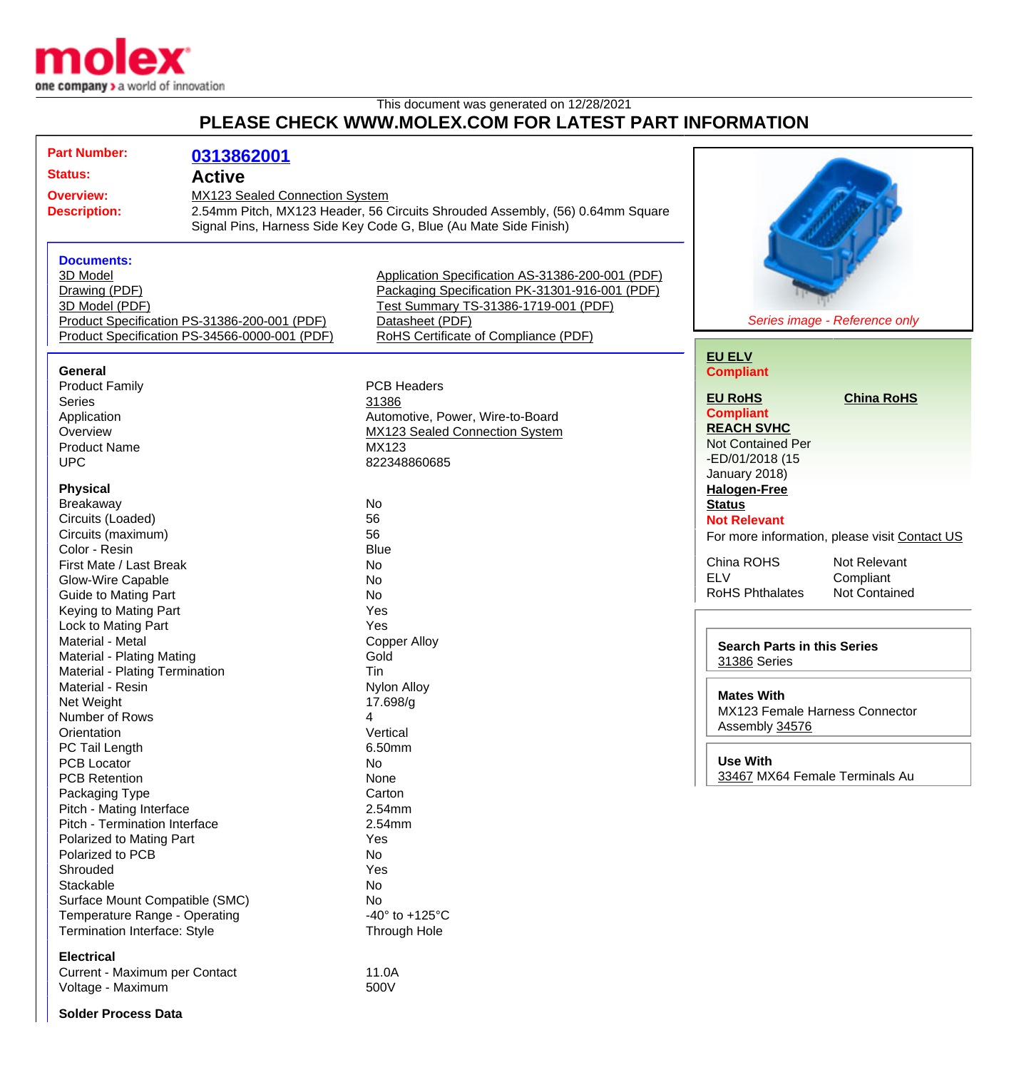molex
one company > a world of innovation

This document was generated on 12/28/2021

# PLEASE CHECK WWW.MOLEX.COM FOR LATEST PART INFORMATION

| | |
|---|---|
| **Part Number:** | **0313862001** |
| **Status:** | **Active** |
| **Overview:** | MX123 Sealed Connection System |
| **Description:** | 2.54mm Pitch, MX123 Header, 56 Circuits Shrouded Assembly, (56) 0.64mm Square Signal Pins, Harness Side Key Code G, Blue (Au Mate Side Finish) |

### Documents:

| | |
|---|---|
| 3D Model | Application Specification AS-31386-200-001 (PDF) |
| Drawing (PDF) | Packaging Specification PK-31301-916-001 (PDF) |
| 3D Model (PDF) | Test Summary TS-31386-1719-001 (PDF) |
| Product Specification PS-31386-200-001 (PDF) | Datasheet (PDF) |
| Product Specification PS-34566-0000-001 (PDF) | RoHS Certificate of Compliance (PDF) |

*Series image - Reference only*

### General

| | |
|---|---|
| Product Family | PCB Headers |
| Series | 31386 |
| Application | Automotive, Power, Wire-to-Board |
| Overview | MX123 Sealed Connection System |
| Product Name | MX123 |
| UPC | 822348860685 |

### Physical

| | |
|---|---|
| Breakaway | No |
| Circuits (Loaded) | 56 |
| Circuits (maximum) | 56 |
| Color - Resin | Blue |
| First Mate / Last Break | No |
| Glow-Wire Capable | No |
| Guide to Mating Part | No |
| Keying to Mating Part | Yes |
| Lock to Mating Part | Yes |
| Material - Metal | Copper Alloy |
| Material - Plating Mating | Gold |
| Material - Plating Termination | Tin |
| Material - Resin | Nylon Alloy |
| Net Weight | 17.698/g |
| Number of Rows | 4 |
| Orientation | Vertical |
| PC Tail Length | 6.50mm |
| PCB Locator | No |
| PCB Retention | None |
| Packaging Type | Carton |
| Pitch - Mating Interface | 2.54mm |
| Pitch - Termination Interface | 2.54mm |
| Polarized to Mating Part | Yes |
| Polarized to PCB | No |
| Shrouded | Yes |
| Stackable | No |
| Surface Mount Compatible (SMC) | No |
| Temperature Range - Operating | -40° to +125°C |
| Termination Interface: Style | Through Hole |

### Electrical

| | |
|---|---|
| Current - Maximum per Contact | 11.0A |
| Voltage - Maximum | 500V |

### Solder Process Data

**EU ELV**
**Compliant**

**EU RoHS** **China RoHS**
**Compliant**

**REACH SVHC**
Not Contained Per -ED/01/2018 (15 January 2018)

**Halogen-Free Status**
**Not Relevant**

For more information, please visit Contact US

| | |
|---|---|
| China ROHS | Not Relevant |
| ELV | Compliant |
| RoHS Phthalates | Not Contained |

**Search Parts in this Series**
31386 Series

**Mates With**
MX123 Female Harness Connector Assembly 34576

**Use With**
33467 MX64 Female Terminals Au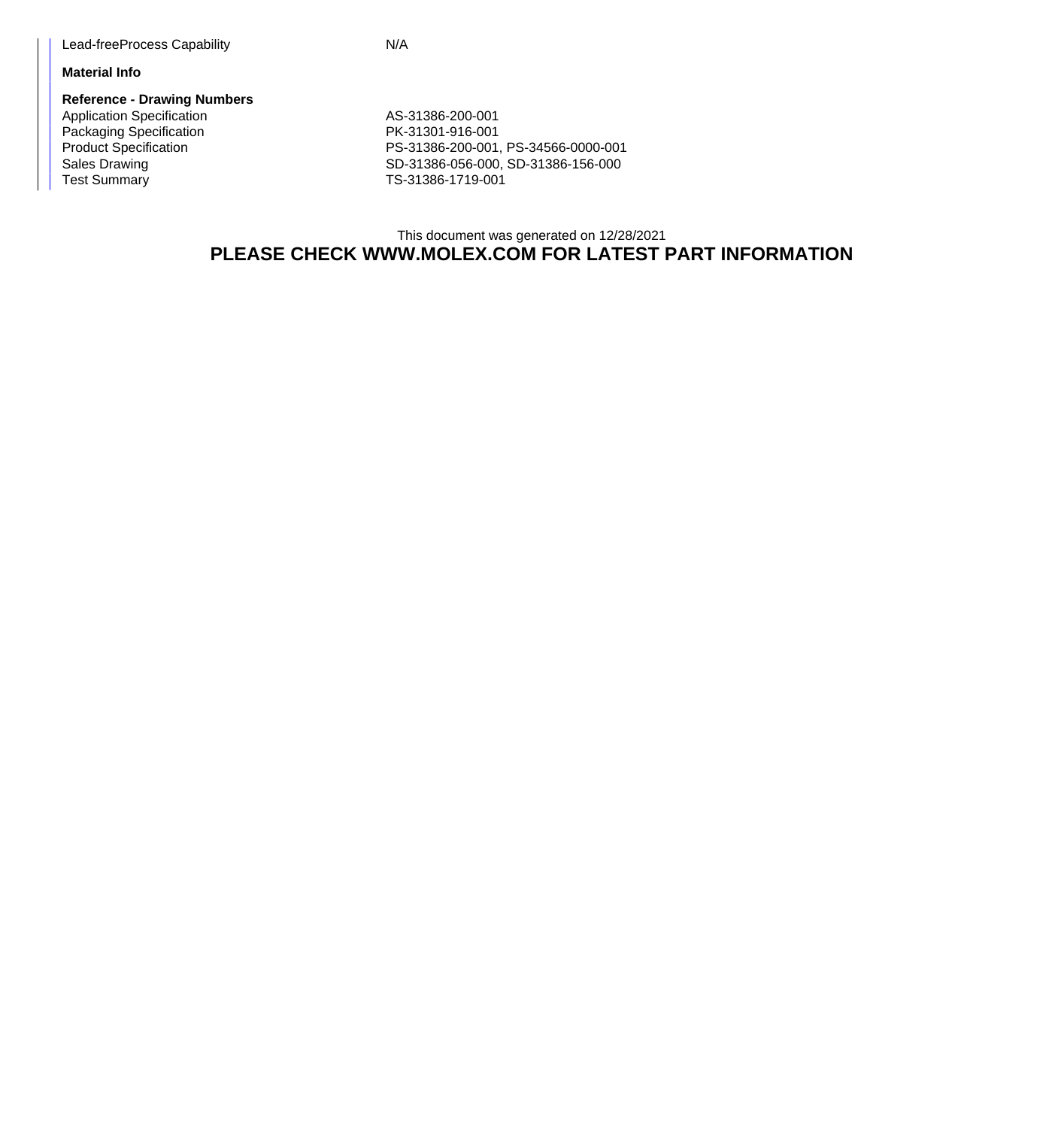| | |
|---|---|
| Lead-freeProcess Capability | N/A |

**Material Info**

**Reference - Drawing Numbers**

| | |
|---|---|
| Application Specification | AS-31386-200-001 |
| Packaging Specification | PK-31301-916-001 |
| Product Specification | PS-31386-200-001, PS-34566-0000-001 |
| Sales Drawing | SD-31386-056-000, SD-31386-156-000 |
| Test Summary | TS-31386-1719-001 |

This document was generated on 12/28/2021

**PLEASE CHECK WWW.MOLEX.COM FOR LATEST PART INFORMATION**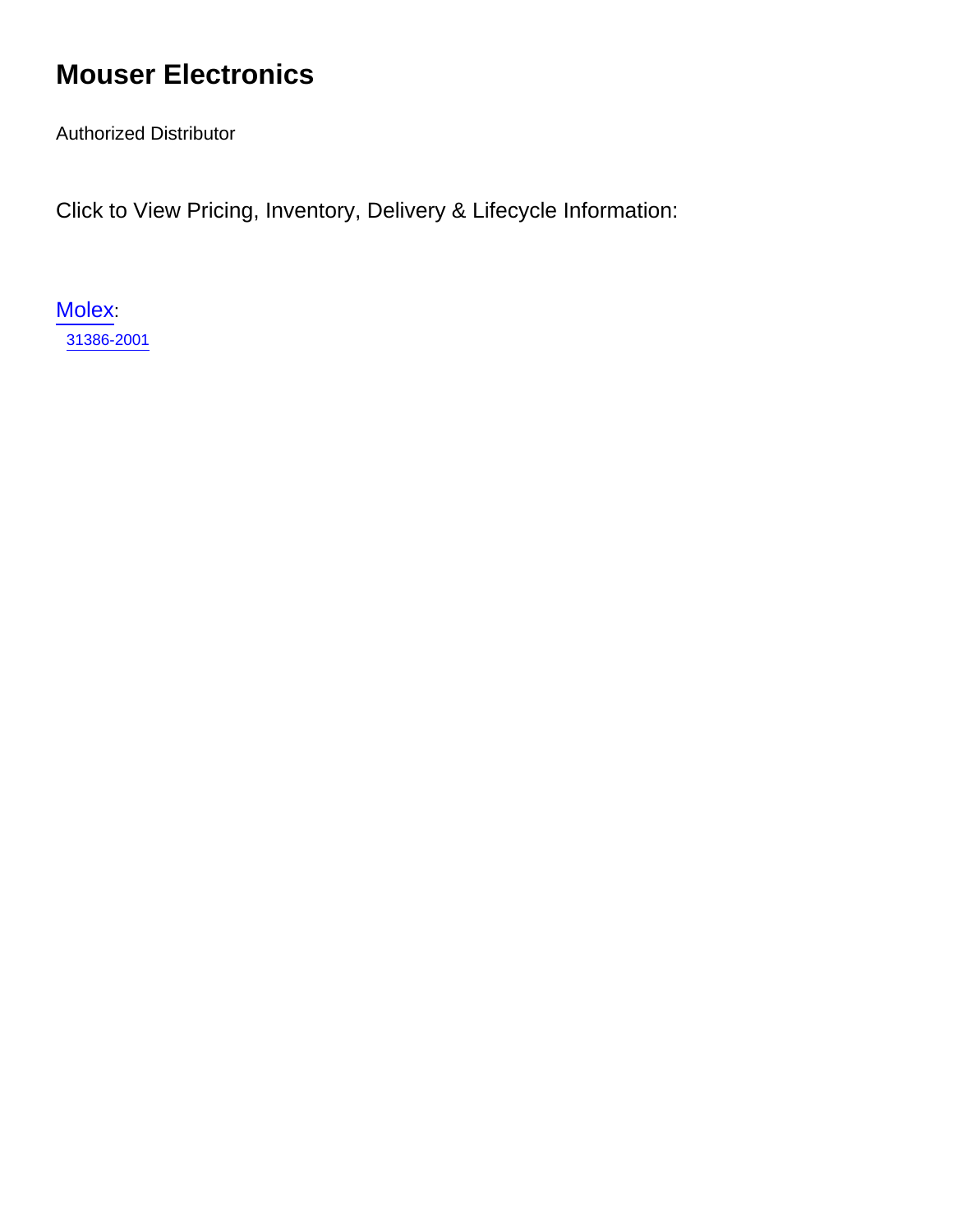# Mouser Electronics

Authorized Distributor

Click to View Pricing, Inventory, Delivery & Lifecycle Information:

Molex:

31386-2001